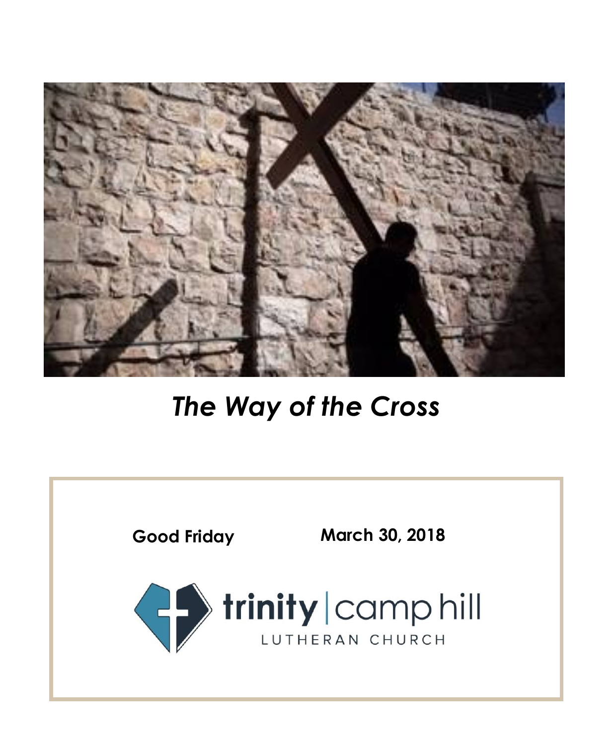# *The Way of the Cross*

**Good Friday** **March 30, 2018**

trinity | camp hill

LUTHERAN CHURCH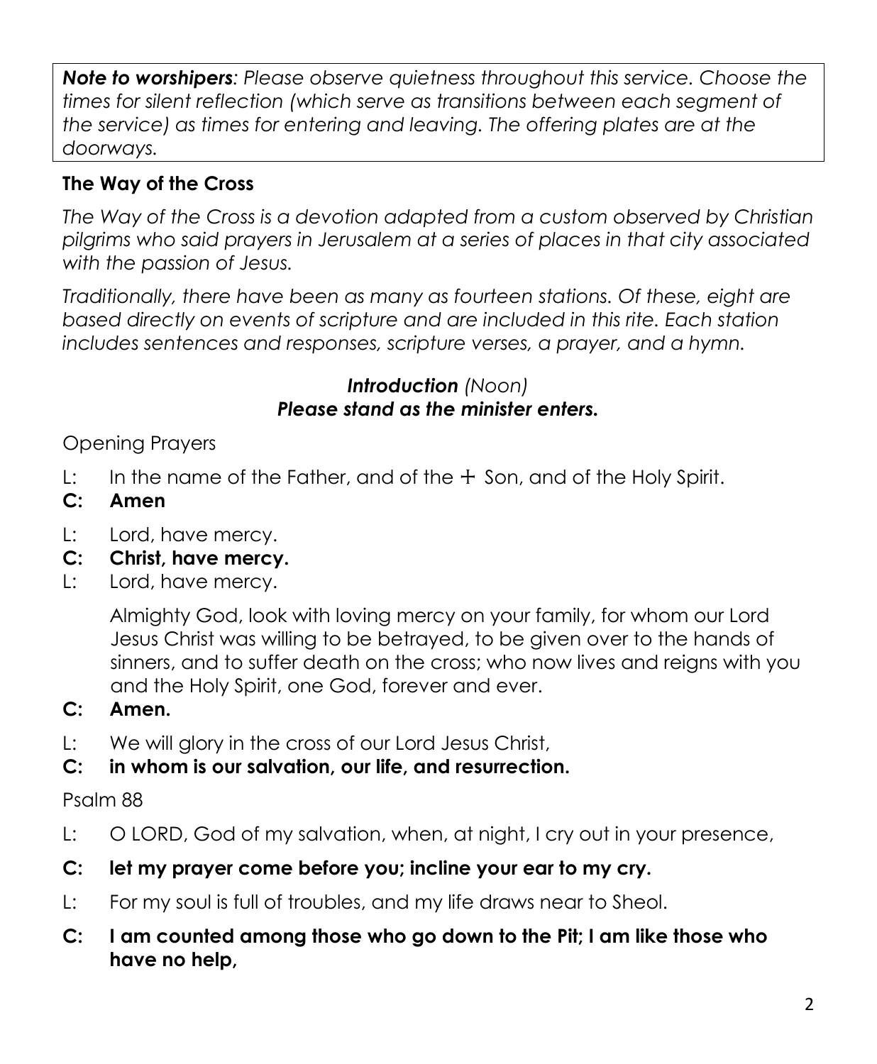***Note to worshipers****: Please observe quietness throughout this service. Choose the times for silent reflection (which serve as transitions between each segment of the service) as times for entering and leaving. The offering plates are at the doorways.*

**The Way of the Cross**

*The Way of the Cross is a devotion adapted from a custom observed by Christian pilgrims who said prayers in Jerusalem at a series of places in that city associated with the passion of Jesus.*

*Traditionally, there have been as many as fourteen stations. Of these, eight are based directly on events of scripture and are included in this rite. Each station includes sentences and responses, scripture verses, a prayer, and a hymn.*

***Introduction*** *(Noon)*
***Please stand as the minister enters.***

Opening Prayers

L: In the name of the Father, and of the + Son, and of the Holy Spirit.

**C: Amen**

L: Lord, have mercy.

**C: Christ, have mercy.**

L: Lord, have mercy.

Almighty God, look with loving mercy on your family, for whom our Lord Jesus Christ was willing to be betrayed, to be given over to the hands of sinners, and to suffer death on the cross; who now lives and reigns with you and the Holy Spirit, one God, forever and ever.

**C: Amen.**

L: We will glory in the cross of our Lord Jesus Christ,

**C: in whom is our salvation, our life, and resurrection.**

Psalm 88

L: O LORD, God of my salvation, when, at night, I cry out in your presence,

**C: let my prayer come before you; incline your ear to my cry.**

L: For my soul is full of troubles, and my life draws near to Sheol.

**C: I am counted among those who go down to the Pit; I am like those who have no help,**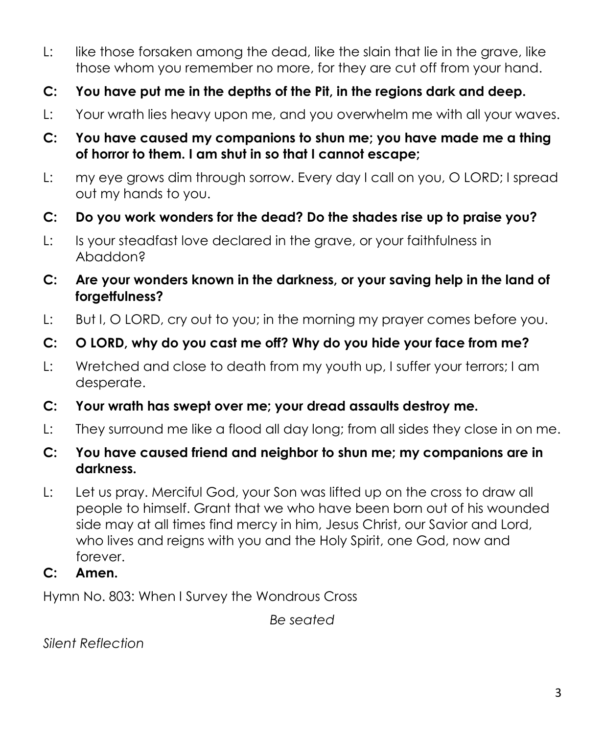L: like those forsaken among the dead, like the slain that lie in the grave, like those whom you remember no more, for they are cut off from your hand.

**C: You have put me in the depths of the Pit, in the regions dark and deep.**

L: Your wrath lies heavy upon me, and you overwhelm me with all your waves.

**C: You have caused my companions to shun me; you have made me a thing of horror to them. I am shut in so that I cannot escape;**

L: my eye grows dim through sorrow. Every day I call on you, O LORD; I spread out my hands to you.

**C: Do you work wonders for the dead? Do the shades rise up to praise you?**

L: Is your steadfast love declared in the grave, or your faithfulness in Abaddon?

**C: Are your wonders known in the darkness, or your saving help in the land of forgetfulness?**

L: But I, O LORD, cry out to you; in the morning my prayer comes before you.

**C: O LORD, why do you cast me off? Why do you hide your face from me?**

L: Wretched and close to death from my youth up, I suffer your terrors; I am desperate.

**C: Your wrath has swept over me; your dread assaults destroy me.**

L: They surround me like a flood all day long; from all sides they close in on me.

**C: You have caused friend and neighbor to shun me; my companions are in darkness.**

L: Let us pray. Merciful God, your Son was lifted up on the cross to draw all people to himself. Grant that we who have been born out of his wounded side may at all times find mercy in him, Jesus Christ, our Savior and Lord, who lives and reigns with you and the Holy Spirit, one God, now and forever.

**C: Amen.**

Hymn No. 803: When I Survey the Wondrous Cross

*Be seated*

*Silent Reflection*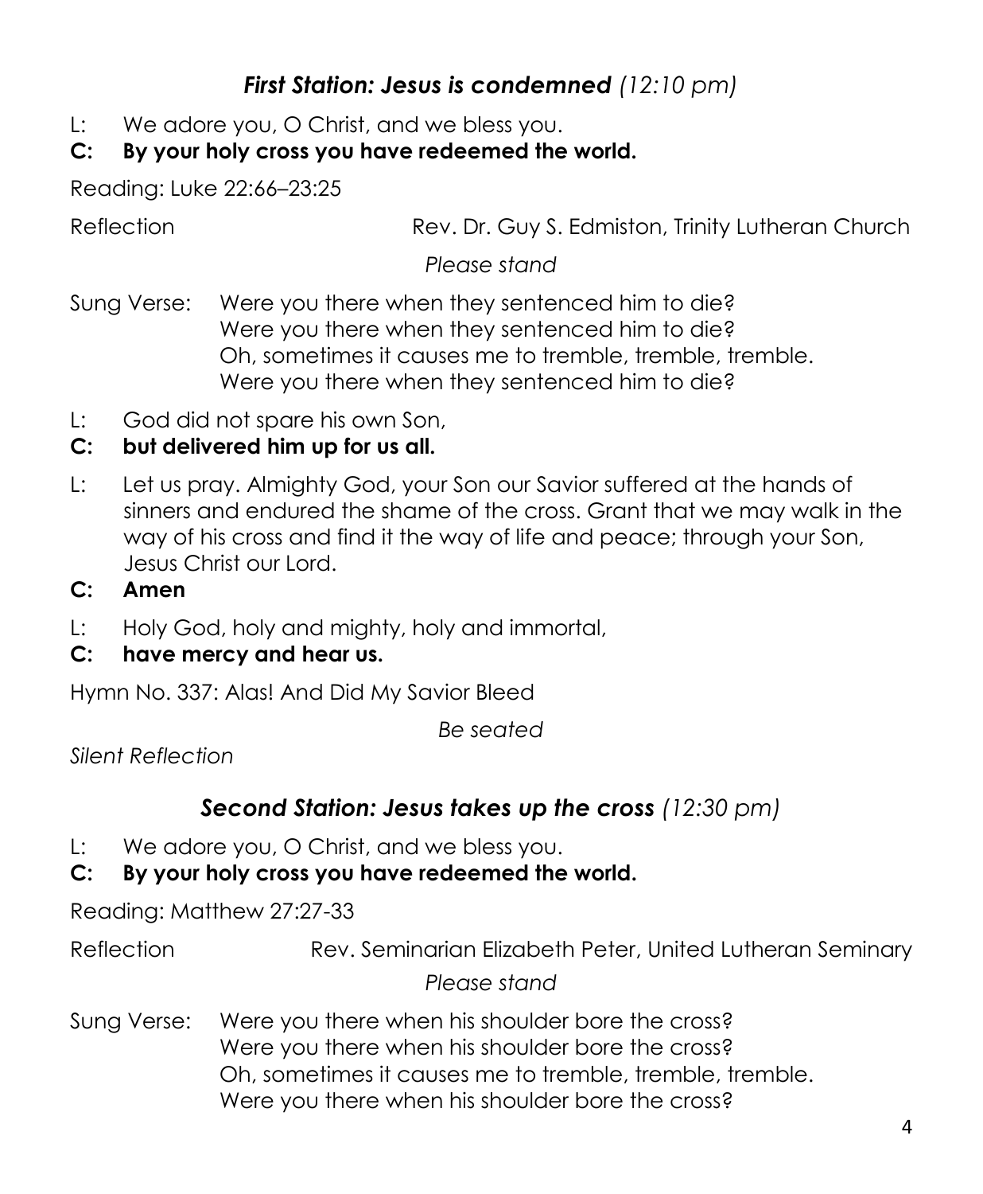## ***First Station: Jesus is condemned*** *(12:10 pm)*

L: We adore you, O Christ, and we bless you.

**C: By your holy cross you have redeemed the world.**

Reading: Luke 22:66–23:25

Reflection — Rev. Dr. Guy S. Edmiston, Trinity Lutheran Church

*Please stand*

Sung Verse:
Were you there when they sentenced him to die?
Were you there when they sentenced him to die?
Oh, sometimes it causes me to tremble, tremble, tremble.
Were you there when they sentenced him to die?

L: God did not spare his own Son,

**C: but delivered him up for us all.**

L: Let us pray. Almighty God, your Son our Savior suffered at the hands of sinners and endured the shame of the cross. Grant that we may walk in the way of his cross and find it the way of life and peace; through your Son, Jesus Christ our Lord.

**C: Amen**

L: Holy God, holy and mighty, holy and immortal,

**C: have mercy and hear us.**

Hymn No. 337: Alas! And Did My Savior Bleed

*Be seated*

*Silent Reflection*

## ***Second Station: Jesus takes up the cross*** *(12:30 pm)*

L: We adore you, O Christ, and we bless you.

**C: By your holy cross you have redeemed the world.**

Reading: Matthew 27:27-33

Reflection — Rev. Seminarian Elizabeth Peter, United Lutheran Seminary

*Please stand*

Sung Verse:
Were you there when his shoulder bore the cross?
Were you there when his shoulder bore the cross?
Oh, sometimes it causes me to tremble, tremble, tremble.
Were you there when his shoulder bore the cross?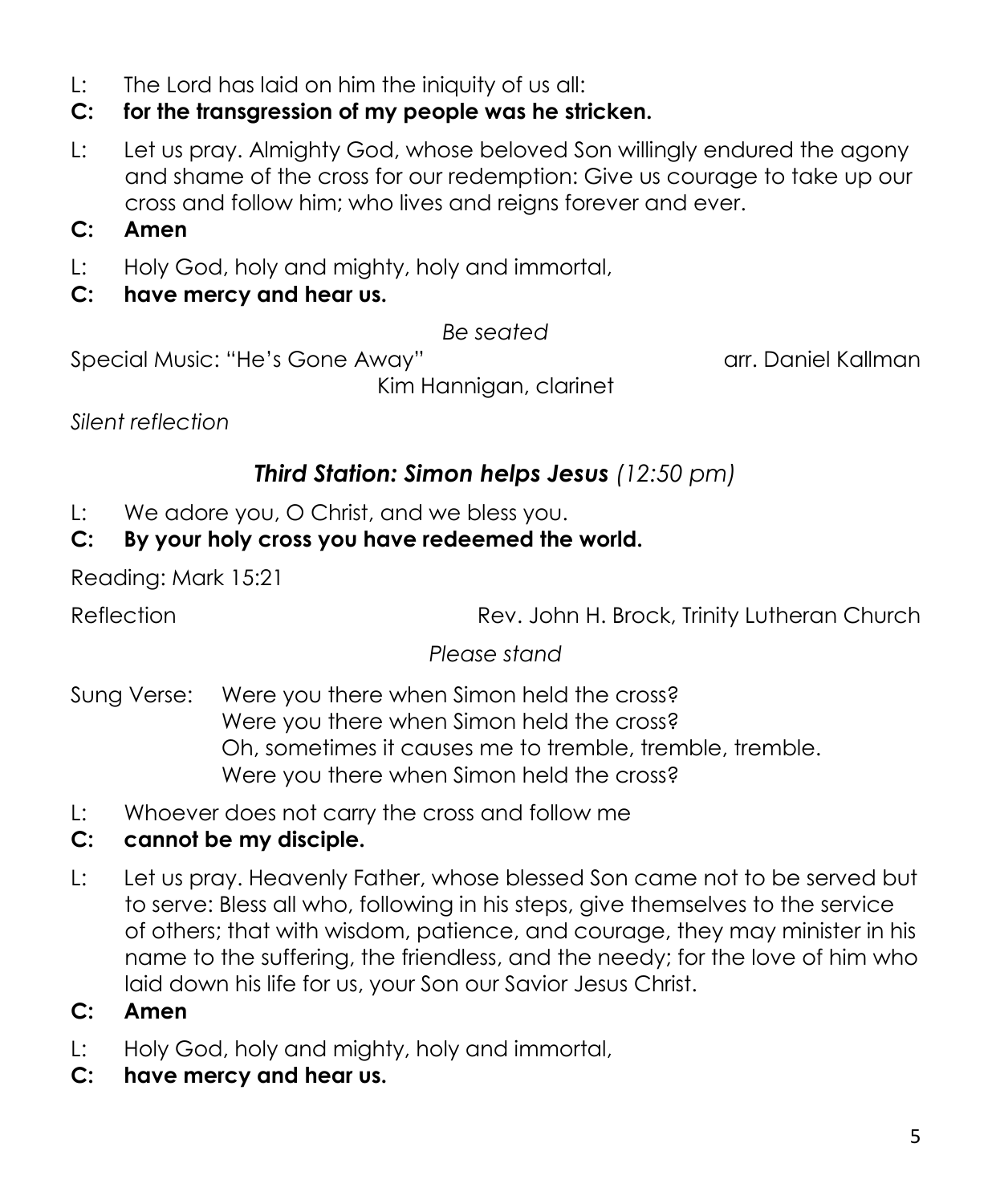L: The Lord has laid on him the iniquity of us all:

**C: for the transgression of my people was he stricken.**

L: Let us pray. Almighty God, whose beloved Son willingly endured the agony and shame of the cross for our redemption: Give us courage to take up our cross and follow him; who lives and reigns forever and ever.

**C: Amen**

L: Holy God, holy and mighty, holy and immortal,

**C: have mercy and hear us.**

*Be seated*

Special Music: "He's Gone Away" arr. Daniel Kallman

Kim Hannigan, clarinet

*Silent reflection*

## ***Third Station: Simon helps Jesus*** *(12:50 pm)*

L: We adore you, O Christ, and we bless you.

**C: By your holy cross you have redeemed the world.**

Reading: Mark 15:21

Reflection Rev. John H. Brock, Trinity Lutheran Church

*Please stand*

Sung Verse: Were you there when Simon held the cross?
Were you there when Simon held the cross?
Oh, sometimes it causes me to tremble, tremble, tremble.
Were you there when Simon held the cross?

L: Whoever does not carry the cross and follow me

**C: cannot be my disciple.**

L: Let us pray. Heavenly Father, whose blessed Son came not to be served but to serve: Bless all who, following in his steps, give themselves to the service of others; that with wisdom, patience, and courage, they may minister in his name to the suffering, the friendless, and the needy; for the love of him who laid down his life for us, your Son our Savior Jesus Christ.

**C: Amen**

L: Holy God, holy and mighty, holy and immortal,

**C: have mercy and hear us.**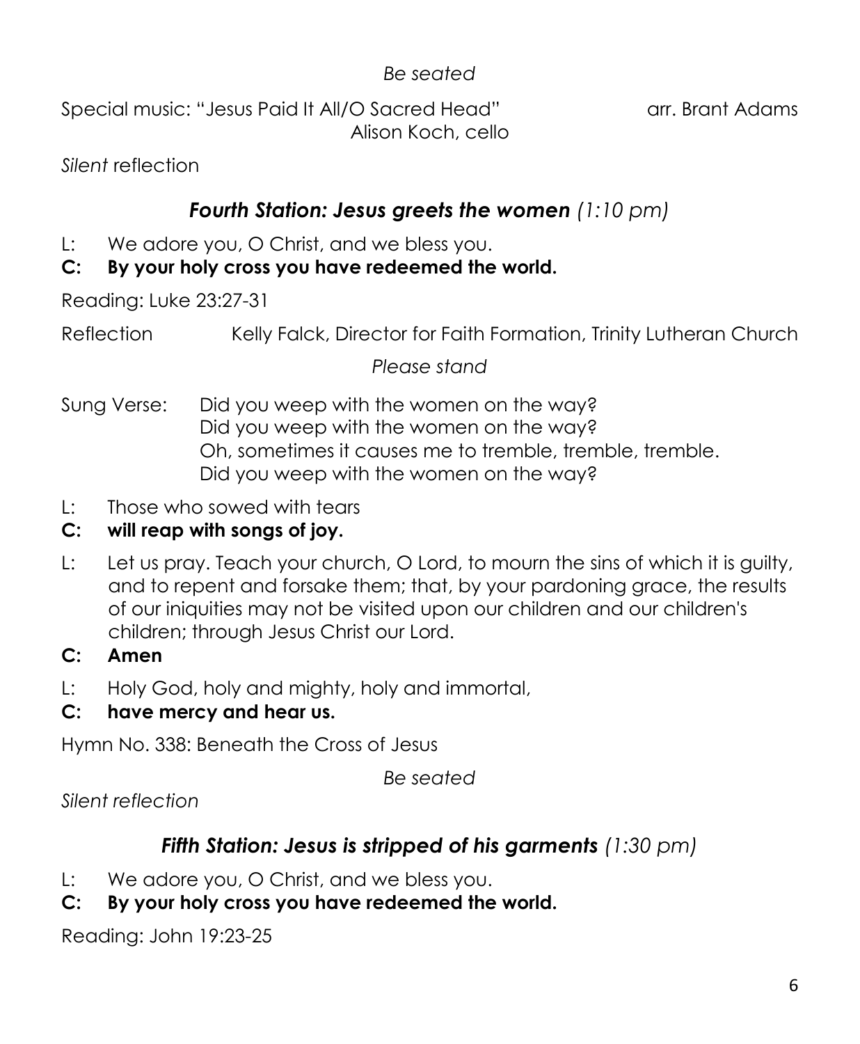*Be seated*

Special music: "Jesus Paid It All/O Sacred Head" arr. Brant Adams
Alison Koch, cello

*Silent* reflection

## ***Fourth Station: Jesus greets the women*** *(1:10 pm)*

L: We adore you, O Christ, and we bless you.

**C: By your holy cross you have redeemed the world.**

Reading: Luke 23:27-31

Reflection Kelly Falck, Director for Faith Formation, Trinity Lutheran Church

*Please stand*

Sung Verse: Did you weep with the women on the way?
Did you weep with the women on the way?
Oh, sometimes it causes me to tremble, tremble, tremble.
Did you weep with the women on the way?

L: Those who sowed with tears

**C: will reap with songs of joy.**

L: Let us pray. Teach your church, O Lord, to mourn the sins of which it is guilty, and to repent and forsake them; that, by your pardoning grace, the results of our iniquities may not be visited upon our children and our children's children; through Jesus Christ our Lord.

**C: Amen**

L: Holy God, holy and mighty, holy and immortal,

**C: have mercy and hear us.**

Hymn No. 338: Beneath the Cross of Jesus

*Be seated*

*Silent reflection*

## ***Fifth Station: Jesus is stripped of his garments*** *(1:30 pm)*

L: We adore you, O Christ, and we bless you.

**C: By your holy cross you have redeemed the world.**

Reading: John 19:23-25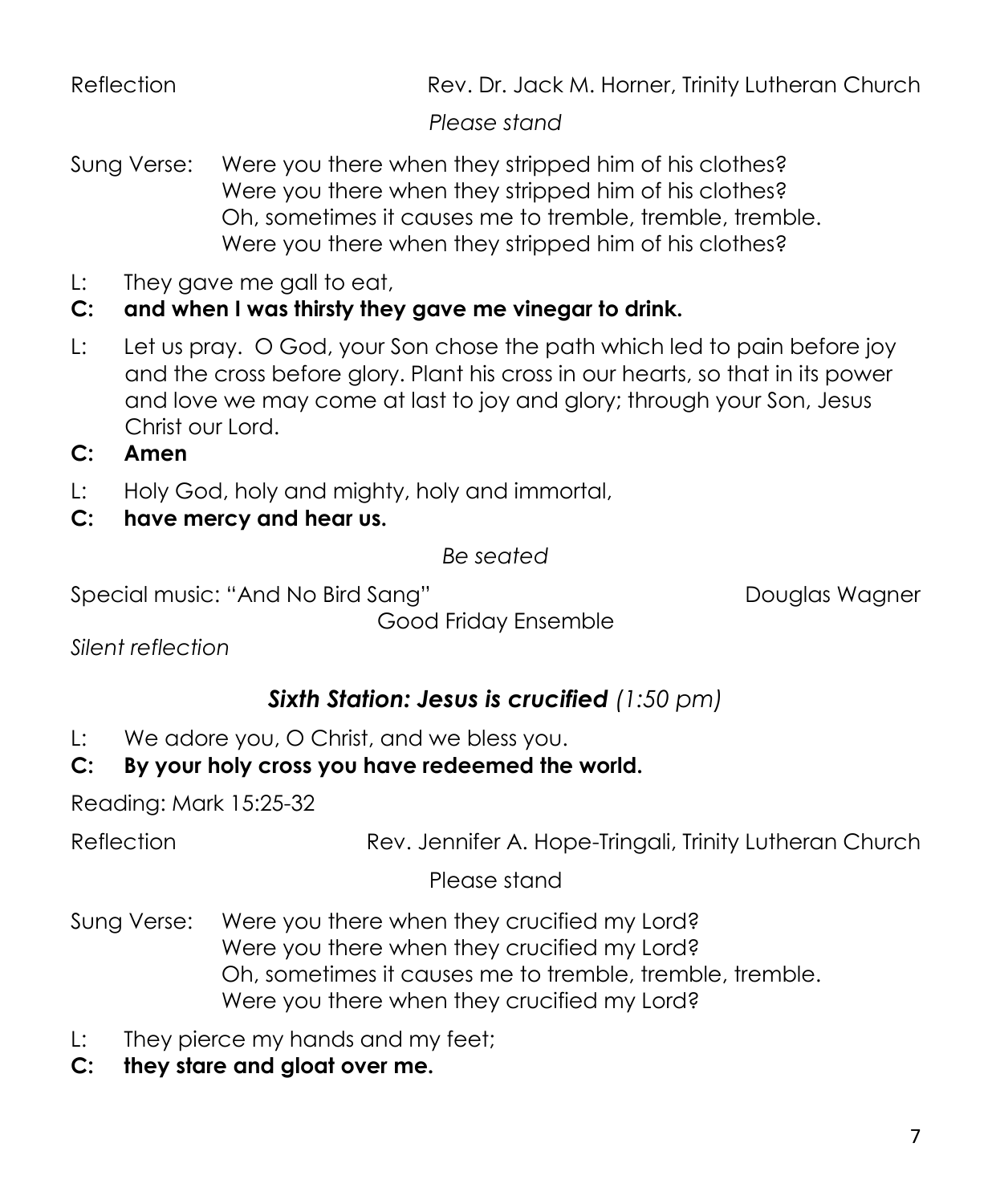Reflection Rev. Dr. Jack M. Horner, Trinity Lutheran Church

*Please stand*

Sung Verse: Were you there when they stripped him of his clothes?
Were you there when they stripped him of his clothes?
Oh, sometimes it causes me to tremble, tremble, tremble.
Were you there when they stripped him of his clothes?

L: They gave me gall to eat,

**C: and when I was thirsty they gave me vinegar to drink.**

L: Let us pray. O God, your Son chose the path which led to pain before joy and the cross before glory. Plant his cross in our hearts, so that in its power and love we may come at last to joy and glory; through your Son, Jesus Christ our Lord.

**C: Amen**

L: Holy God, holy and mighty, holy and immortal,

**C: have mercy and hear us.**

*Be seated*

Special music: "And No Bird Sang" Douglas Wagner

Good Friday Ensemble

*Silent reflection*

## ***Sixth Station: Jesus is crucified** (1:50 pm)*

L: We adore you, O Christ, and we bless you.

**C: By your holy cross you have redeemed the world.**

Reading: Mark 15:25-32

Reflection Rev. Jennifer A. Hope-Tringali, Trinity Lutheran Church

Please stand

Sung Verse: Were you there when they crucified my Lord?
Were you there when they crucified my Lord?
Oh, sometimes it causes me to tremble, tremble, tremble.
Were you there when they crucified my Lord?

L: They pierce my hands and my feet;

**C: they stare and gloat over me.**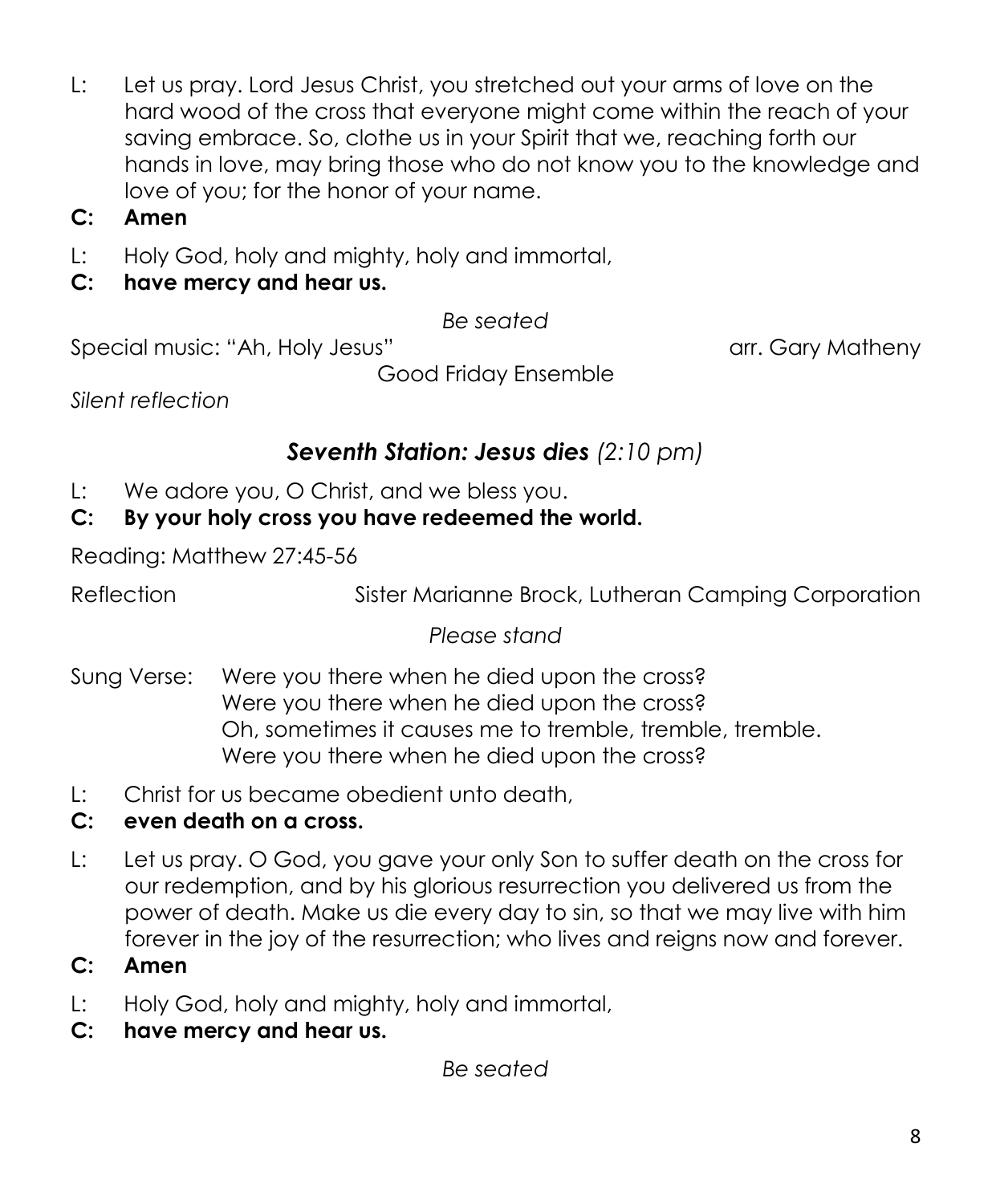L: Let us pray. Lord Jesus Christ, you stretched out your arms of love on the hard wood of the cross that everyone might come within the reach of your saving embrace. So, clothe us in your Spirit that we, reaching forth our hands in love, may bring those who do not know you to the knowledge and love of you; for the honor of your name.

**C: Amen**

L: Holy God, holy and mighty, holy and immortal,

**C: have mercy and hear us.**

*Be seated*

Special music: "Ah, Holy Jesus" arr. Gary Matheny

Good Friday Ensemble

*Silent reflection*

## *Seventh Station: Jesus dies (2:10 pm)*

L: We adore you, O Christ, and we bless you.

**C: By your holy cross you have redeemed the world.**

Reading: Matthew 27:45-56

Reflection Sister Marianne Brock, Lutheran Camping Corporation

*Please stand*

Sung Verse: Were you there when he died upon the cross?
Were you there when he died upon the cross?
Oh, sometimes it causes me to tremble, tremble, tremble.
Were you there when he died upon the cross?

L: Christ for us became obedient unto death,

**C: even death on a cross.**

L: Let us pray. O God, you gave your only Son to suffer death on the cross for our redemption, and by his glorious resurrection you delivered us from the power of death. Make us die every day to sin, so that we may live with him forever in the joy of the resurrection; who lives and reigns now and forever.

**C: Amen**

L: Holy God, holy and mighty, holy and immortal,

**C: have mercy and hear us.**

*Be seated*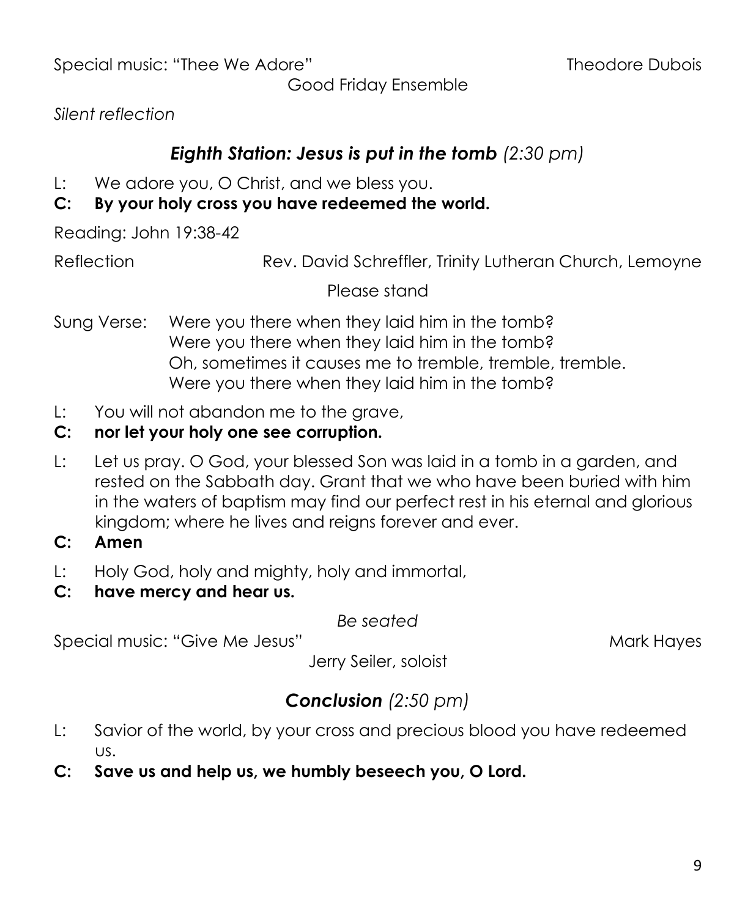Special music: "Thee We Adore" Theodore Dubois

Good Friday Ensemble

*Silent reflection*

## ***Eighth Station: Jesus is put in the tomb*** *(2:30 pm)*

L: We adore you, O Christ, and we bless you.

**C: By your holy cross you have redeemed the world.**

Reading: John 19:38-42

Reflection Rev. David Schreffler, Trinity Lutheran Church, Lemoyne

Please stand

Sung Verse: Were you there when they laid him in the tomb?
Were you there when they laid him in the tomb?
Oh, sometimes it causes me to tremble, tremble, tremble.
Were you there when they laid him in the tomb?

L: You will not abandon me to the grave,

**C: nor let your holy one see corruption.**

L: Let us pray. O God, your blessed Son was laid in a tomb in a garden, and rested on the Sabbath day. Grant that we who have been buried with him in the waters of baptism may find our perfect rest in his eternal and glorious kingdom; where he lives and reigns forever and ever.

**C: Amen**

L: Holy God, holy and mighty, holy and immortal,

**C: have mercy and hear us.**

*Be seated*

Special music: "Give Me Jesus" Mark Hayes

Jerry Seiler, soloist

## ***Conclusion*** *(2:50 pm)*

L: Savior of the world, by your cross and precious blood you have redeemed us.

**C: Save us and help us, we humbly beseech you, O Lord.**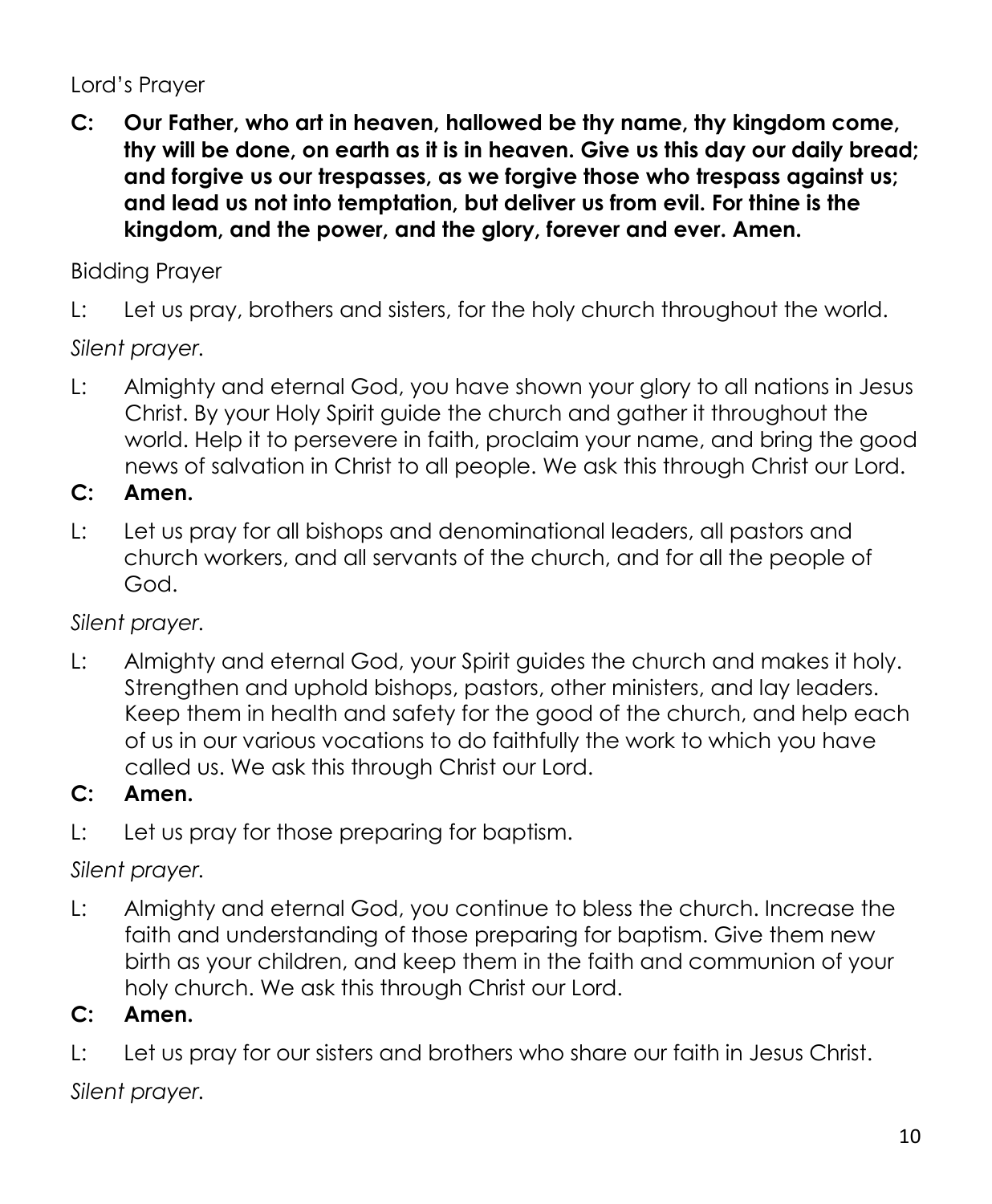Lord's Prayer

**C: Our Father, who art in heaven, hallowed be thy name, thy kingdom come, thy will be done, on earth as it is in heaven. Give us this day our daily bread; and forgive us our trespasses, as we forgive those who trespass against us; and lead us not into temptation, but deliver us from evil. For thine is the kingdom, and the power, and the glory, forever and ever. Amen.**

Bidding Prayer

L: Let us pray, brothers and sisters, for the holy church throughout the world.

*Silent prayer.*

L: Almighty and eternal God, you have shown your glory to all nations in Jesus Christ. By your Holy Spirit guide the church and gather it throughout the world. Help it to persevere in faith, proclaim your name, and bring the good news of salvation in Christ to all people. We ask this through Christ our Lord.

**C: Amen.**

L: Let us pray for all bishops and denominational leaders, all pastors and church workers, and all servants of the church, and for all the people of God.

*Silent prayer.*

L: Almighty and eternal God, your Spirit guides the church and makes it holy. Strengthen and uphold bishops, pastors, other ministers, and lay leaders. Keep them in health and safety for the good of the church, and help each of us in our various vocations to do faithfully the work to which you have called us. We ask this through Christ our Lord.

**C: Amen.**

L: Let us pray for those preparing for baptism.

*Silent prayer.*

L: Almighty and eternal God, you continue to bless the church. Increase the faith and understanding of those preparing for baptism. Give them new birth as your children, and keep them in the faith and communion of your holy church. We ask this through Christ our Lord.

**C: Amen.**

L: Let us pray for our sisters and brothers who share our faith in Jesus Christ.

*Silent prayer.*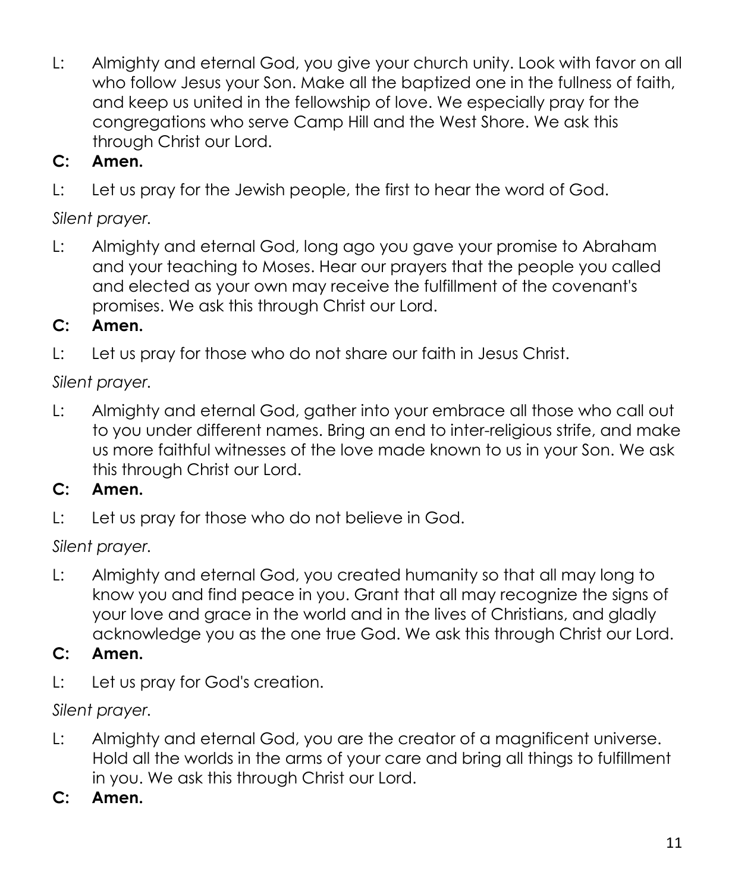L: Almighty and eternal God, you give your church unity. Look with favor on all who follow Jesus your Son. Make all the baptized one in the fullness of faith, and keep us united in the fellowship of love. We especially pray for the congregations who serve Camp Hill and the West Shore. We ask this through Christ our Lord.

**C: Amen.**

L: Let us pray for the Jewish people, the first to hear the word of God.

*Silent prayer.*

L: Almighty and eternal God, long ago you gave your promise to Abraham and your teaching to Moses. Hear our prayers that the people you called and elected as your own may receive the fulfillment of the covenant's promises. We ask this through Christ our Lord.

**C: Amen.**

L: Let us pray for those who do not share our faith in Jesus Christ.

*Silent prayer.*

L: Almighty and eternal God, gather into your embrace all those who call out to you under different names. Bring an end to inter-religious strife, and make us more faithful witnesses of the love made known to us in your Son. We ask this through Christ our Lord.

**C: Amen.**

L: Let us pray for those who do not believe in God.

*Silent prayer.*

L: Almighty and eternal God, you created humanity so that all may long to know you and find peace in you. Grant that all may recognize the signs of your love and grace in the world and in the lives of Christians, and gladly acknowledge you as the one true God. We ask this through Christ our Lord.

**C: Amen.**

L: Let us pray for God's creation.

*Silent prayer.*

L: Almighty and eternal God, you are the creator of a magnificent universe. Hold all the worlds in the arms of your care and bring all things to fulfillment in you. We ask this through Christ our Lord.

**C: Amen.**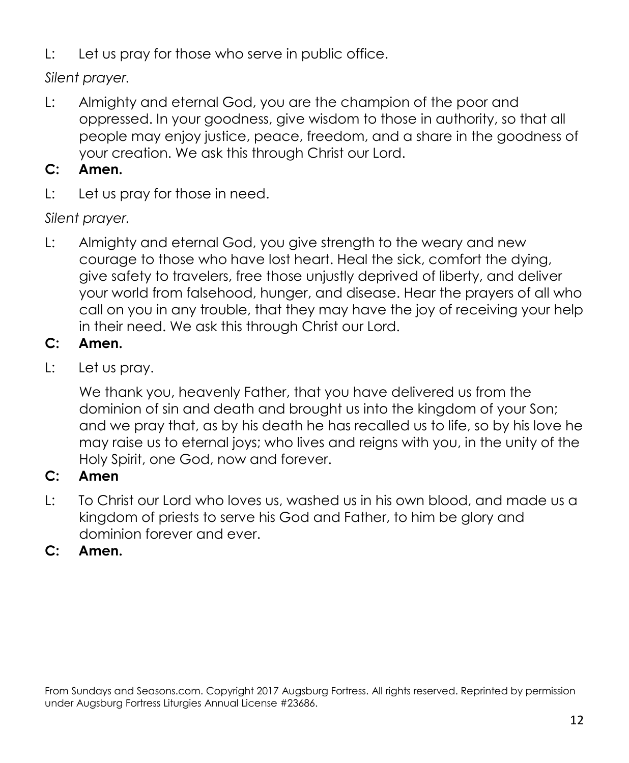L: Let us pray for those who serve in public office.

*Silent prayer.*

L: Almighty and eternal God, you are the champion of the poor and oppressed. In your goodness, give wisdom to those in authority, so that all people may enjoy justice, peace, freedom, and a share in the goodness of your creation. We ask this through Christ our Lord.

**C: Amen.**

L: Let us pray for those in need.

*Silent prayer.*

L: Almighty and eternal God, you give strength to the weary and new courage to those who have lost heart. Heal the sick, comfort the dying, give safety to travelers, free those unjustly deprived of liberty, and deliver your world from falsehood, hunger, and disease. Hear the prayers of all who call on you in any trouble, that they may have the joy of receiving your help in their need. We ask this through Christ our Lord.

**C: Amen.**

L: Let us pray.

We thank you, heavenly Father, that you have delivered us from the dominion of sin and death and brought us into the kingdom of your Son; and we pray that, as by his death he has recalled us to life, so by his love he may raise us to eternal joys; who lives and reigns with you, in the unity of the Holy Spirit, one God, now and forever.

**C: Amen**

L: To Christ our Lord who loves us, washed us in his own blood, and made us a kingdom of priests to serve his God and Father, to him be glory and dominion forever and ever.

**C: Amen.**

From Sundays and Seasons.com. Copyright 2017 Augsburg Fortress. All rights reserved. Reprinted by permission under Augsburg Fortress Liturgies Annual License #23686.